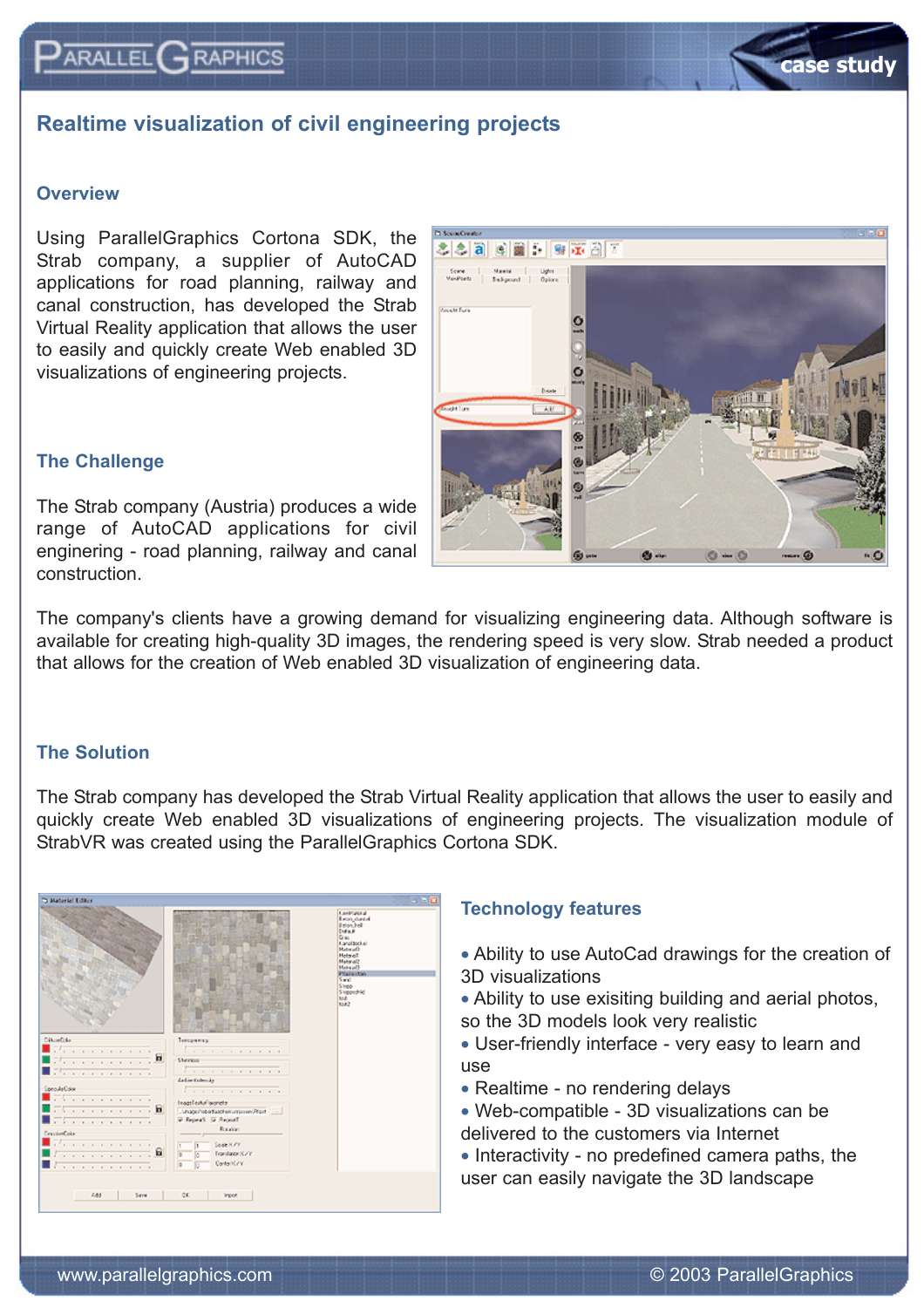# Realtime visualization of civil engineering projects

## Overview

Using ParallelGraphics Cortona SDK, the Strab company, a supplier of AutoCAD applications for road planning, railway and canal construction, has developed the Strab Virtual Reality application that allows the user to easily and quickly create Web enabled 3D visualizations of engineering projects.

## The Challenge

The Strab company (Austria) produces a wide range of AutoCAD applications for civil enginering - road planning, railway and canal construction.

The company's clients have a growing demand for visualizing engineering data. Although software is available for creating high-quality 3D images, the rendering speed is very slow. Strab needed a product that allows for the creation of Web enabled 3D visualization of engineering data.

## The Solution

The Strab company has developed the Strab Virtual Reality application that allows the user to easily and quickly create Web enabled 3D visualizations of engineering projects. The visualization module of StrabVR was created using the ParallelGraphics Cortona SDK.

## Technology features

- Ability to use AutoCad drawings for the creation of 3D visualizations
- Ability to use exisiting building and aerial photos, so the 3D models look very realistic
- User-friendly interface - very easy to learn and use
- Realtime - no rendering delays
- Web-compatible - 3D visualizations can be delivered to the customers via Internet
- Interactivity - no predefined camera paths, the user can easily navigate the 3D landscape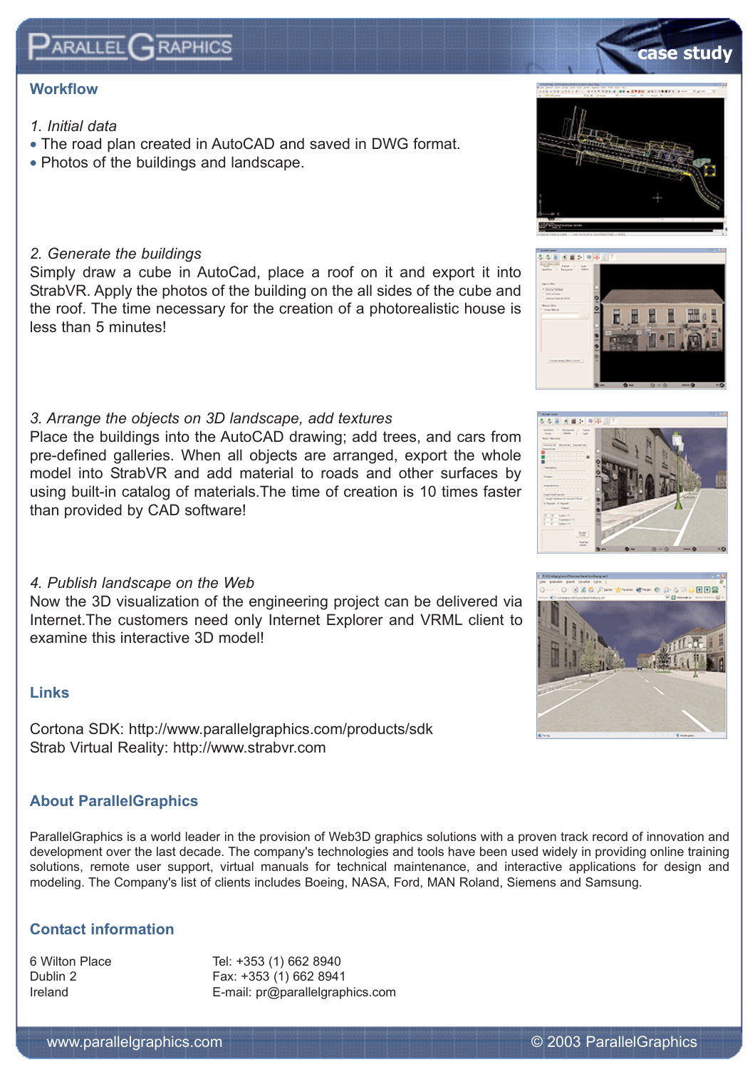## Workflow

*1. Initial data*

- The road plan created in AutoCAD and saved in DWG format.
- Photos of the buildings and landscape.

*2. Generate the buildings*

Simply draw a cube in AutoCad, place a roof on it and export it into StrabVR. Apply the photos of the building on the all sides of the cube and the roof. The time necessary for the creation of a photorealistic house is less than 5 minutes!

*3. Arrange the objects on 3D landscape, add textures*

Place the buildings into the AutoCAD drawing; add trees, and cars from pre-defined galleries. When all objects are arranged, export the whole model into StrabVR and add material to roads and other surfaces by using built-in catalog of materials.The time of creation is 10 times faster than provided by CAD software!

*4. Publish landscape on the Web*

Now the 3D visualization of the engineering project can be delivered via Internet.The customers need only Internet Explorer and VRML client to examine this interactive 3D model!

## Links

Cortona SDK: http://www.parallelgraphics.com/products/sdk
Strab Virtual Reality: http://www.strabvr.com

## About ParallelGraphics

ParallelGraphics is a world leader in the provision of Web3D graphics solutions with a proven track record of innovation and development over the last decade. The company's technologies and tools have been used widely in providing online training solutions, remote user support, virtual manuals for technical maintenance, and interactive applications for design and modeling. The Company's list of clients includes Boeing, NASA, Ford, MAN Roland, Siemens and Samsung.

## Contact information

6 Wilton Place
Dublin 2
Ireland

Tel: +353 (1) 662 8940
Fax: +353 (1) 662 8941
E-mail: pr@parallelgraphics.com